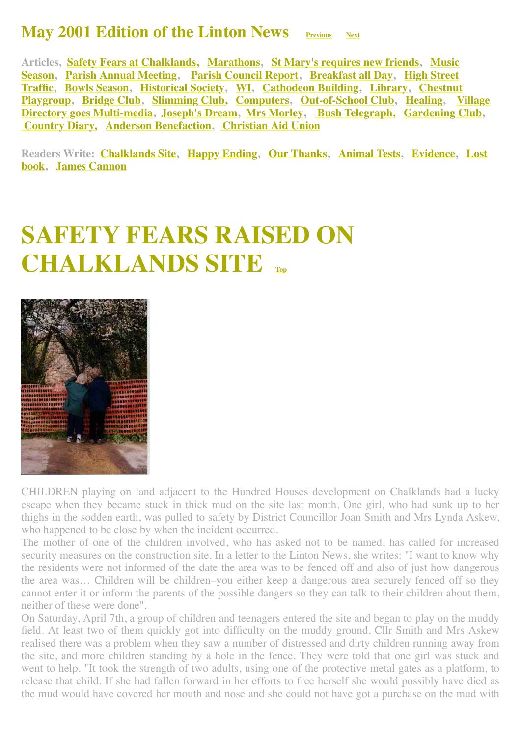# May 2001 Edition of the Linton News

Previous Next

**Articles,** Safety Fears at Chalklands, Marathons, St Mary's requires new friends, Music Season, Parish Annual Meeting, Parish Council Report, Breakfast all Day, High Street Traffic, Bowls Season, Historical Society, WI, Cathodeon Building, Library, Chestnut Playgroup, Bridge Club, Slimming Club, Computers, Out-of-School Club, Healing, Village Directory goes Multi-media, Joseph's Dream, Mrs Morley, Bush Telegraph, Gardening Club, Country Diary, Anderson Benefaction, Christian Aid Union

**Readers Write:** Chalklands Site, Happy Ending, Our Thanks, Animal Tests, Evidence, Lost book, James Cannon

# SAFETY FEARS RAISED ON CHALKLANDS SITE

Top

CHILDREN playing on land adjacent to the Hundred Houses development on Chalklands had a lucky escape when they became stuck in thick mud on the site last month. One girl, who had sunk up to her thighs in the sodden earth, was pulled to safety by District Councillor Joan Smith and Mrs Lynda Askew, who happened to be close by when the incident occurred.

The mother of one of the children involved, who has asked not to be named, has called for increased security measures on the construction site. In a letter to the Linton News, she writes: "I want to know why the residents were not informed of the date the area was to be fenced off and also of just how dangerous the area was… Children will be children–you either keep a dangerous area securely fenced off so they cannot enter it or inform the parents of the possible dangers so they can talk to their children about them, neither of these were done".

On Saturday, April 7th, a group of children and teenagers entered the site and began to play on the muddy field. At least two of them quickly got into difficulty on the muddy ground. Cllr Smith and Mrs Askew realised there was a problem when they saw a number of distressed and dirty children running away from the site, and more children standing by a hole in the fence. They were told that one girl was stuck and went to help. "It took the strength of two adults, using one of the protective metal gates as a platform, to release that child. If she had fallen forward in her efforts to free herself she would possibly have died as the mud would have covered her mouth and nose and she could not have got a purchase on the mud with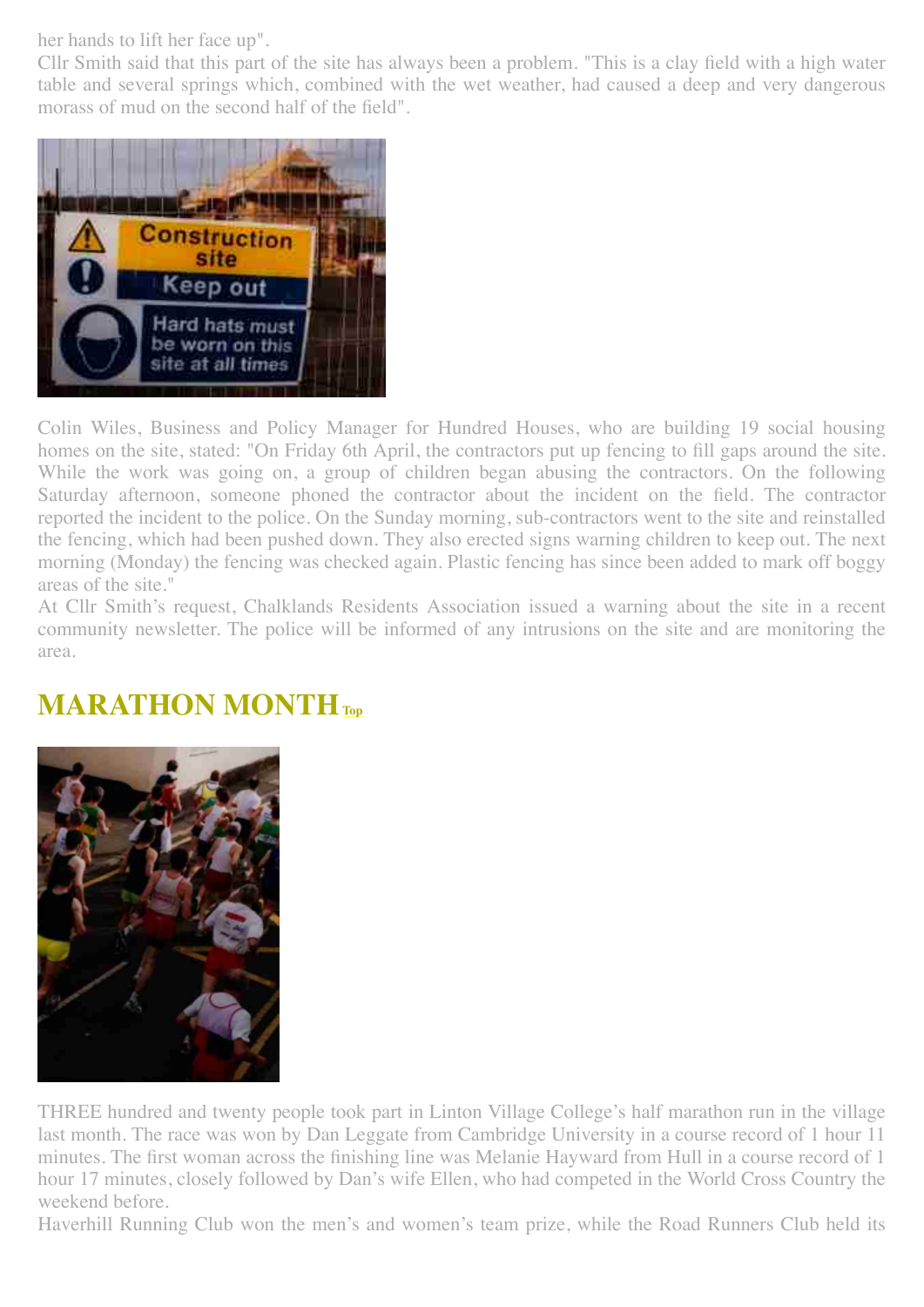her hands to lift her face up".

Cllr Smith said that this part of the site has always been a problem. "This is a clay field with a high water table and several springs which, combined with the wet weather, had caused a deep and very dangerous morass of mud on the second half of the field".

Colin Wiles, Business and Policy Manager for Hundred Houses, who are building 19 social housing homes on the site, stated: "On Friday 6th April, the contractors put up fencing to fill gaps around the site. While the work was going on, a group of children began abusing the contractors. On the following Saturday afternoon, someone phoned the contractor about the incident on the field. The contractor reported the incident to the police. On the Sunday morning, sub-contractors went to the site and reinstalled the fencing, which had been pushed down. They also erected signs warning children to keep out. The next morning (Monday) the fencing was checked again. Plastic fencing has since been added to mark off boggy areas of the site."

At Cllr Smith's request, Chalklands Residents Association issued a warning about the site in a recent community newsletter. The police will be informed of any intrusions on the site and are monitoring the area.

## MARATHON MONTH Top

THREE hundred and twenty people took part in Linton Village College's half marathon run in the village last month. The race was won by Dan Leggate from Cambridge University in a course record of 1 hour 11 minutes. The first woman across the finishing line was Melanie Hayward from Hull in a course record of 1 hour 17 minutes, closely followed by Dan's wife Ellen, who had competed in the World Cross Country the weekend before.

Haverhill Running Club won the men's and women's team prize, while the Road Runners Club held its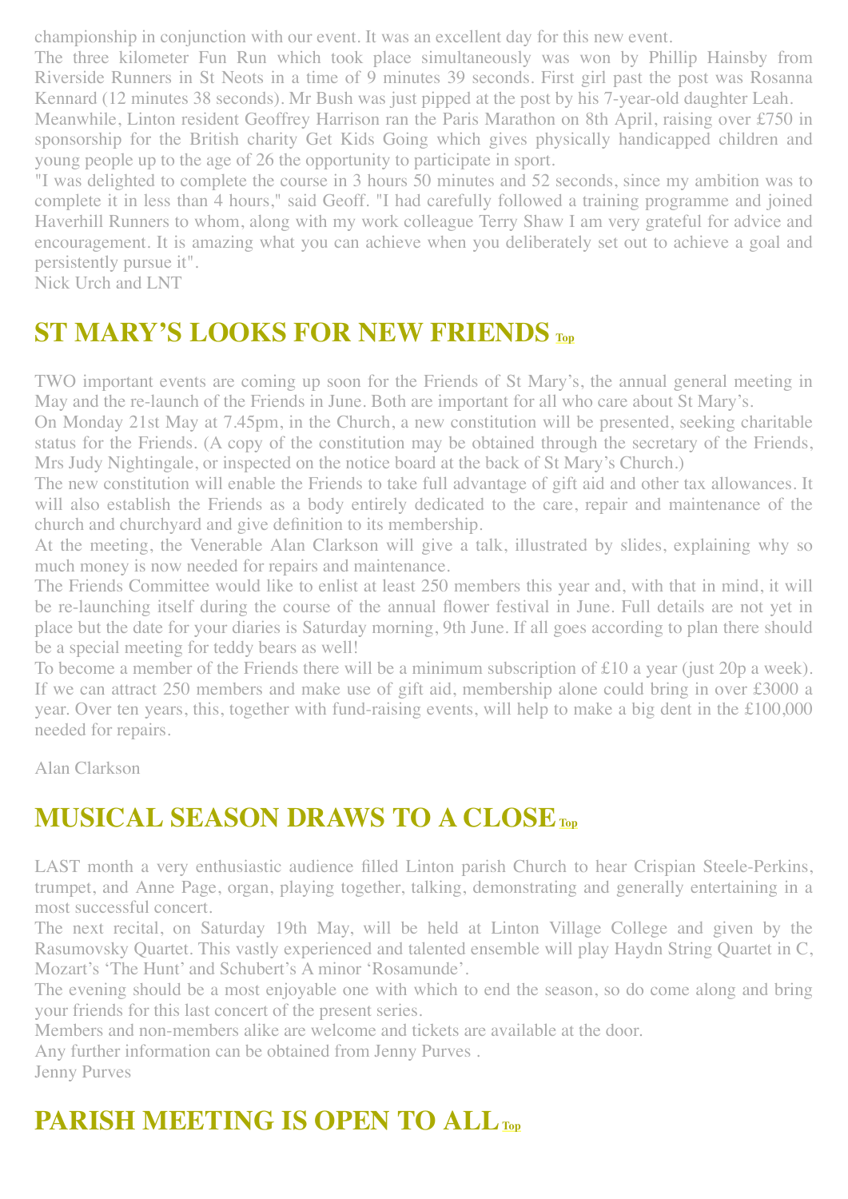championship in conjunction with our event. It was an excellent day for this new event.

The three kilometer Fun Run which took place simultaneously was won by Phillip Hainsby from Riverside Runners in St Neots in a time of 9 minutes 39 seconds. First girl past the post was Rosanna Kennard (12 minutes 38 seconds). Mr Bush was just pipped at the post by his 7-year-old daughter Leah.

Meanwhile, Linton resident Geoffrey Harrison ran the Paris Marathon on 8th April, raising over £750 in sponsorship for the British charity Get Kids Going which gives physically handicapped children and young people up to the age of 26 the opportunity to participate in sport.

"I was delighted to complete the course in 3 hours 50 minutes and 52 seconds, since my ambition was to complete it in less than 4 hours," said Geoff. "I had carefully followed a training programme and joined Haverhill Runners to whom, along with my work colleague Terry Shaw I am very grateful for advice and encouragement. It is amazing what you can achieve when you deliberately set out to achieve a goal and persistently pursue it".

Nick Urch and LNT

## ST MARY'S LOOKS FOR NEW FRIENDS Top

TWO important events are coming up soon for the Friends of St Mary's, the annual general meeting in May and the re-launch of the Friends in June. Both are important for all who care about St Mary's.

On Monday 21st May at 7.45pm, in the Church, a new constitution will be presented, seeking charitable status for the Friends. (A copy of the constitution may be obtained through the secretary of the Friends, Mrs Judy Nightingale, or inspected on the notice board at the back of St Mary's Church.)

The new constitution will enable the Friends to take full advantage of gift aid and other tax allowances. It will also establish the Friends as a body entirely dedicated to the care, repair and maintenance of the church and churchyard and give definition to its membership.

At the meeting, the Venerable Alan Clarkson will give a talk, illustrated by slides, explaining why so much money is now needed for repairs and maintenance.

The Friends Committee would like to enlist at least 250 members this year and, with that in mind, it will be re-launching itself during the course of the annual flower festival in June. Full details are not yet in place but the date for your diaries is Saturday morning, 9th June. If all goes according to plan there should be a special meeting for teddy bears as well!

To become a member of the Friends there will be a minimum subscription of £10 a year (just 20p a week). If we can attract 250 members and make use of gift aid, membership alone could bring in over £3000 a year. Over ten years, this, together with fund-raising events, will help to make a big dent in the £100,000 needed for repairs.

Alan Clarkson

## MUSICAL SEASON DRAWS TO A CLOSE Top

LAST month a very enthusiastic audience filled Linton parish Church to hear Crispian Steele-Perkins, trumpet, and Anne Page, organ, playing together, talking, demonstrating and generally entertaining in a most successful concert.

The next recital, on Saturday 19th May, will be held at Linton Village College and given by the Rasumovsky Quartet. This vastly experienced and talented ensemble will play Haydn String Quartet in C, Mozart's 'The Hunt' and Schubert's A minor 'Rosamunde'.

The evening should be a most enjoyable one with which to end the season, so do come along and bring your friends for this last concert of the present series.

Members and non-members alike are welcome and tickets are available at the door.

Any further information can be obtained from Jenny Purves .

Jenny Purves

## PARISH MEETING IS OPEN TO ALL Top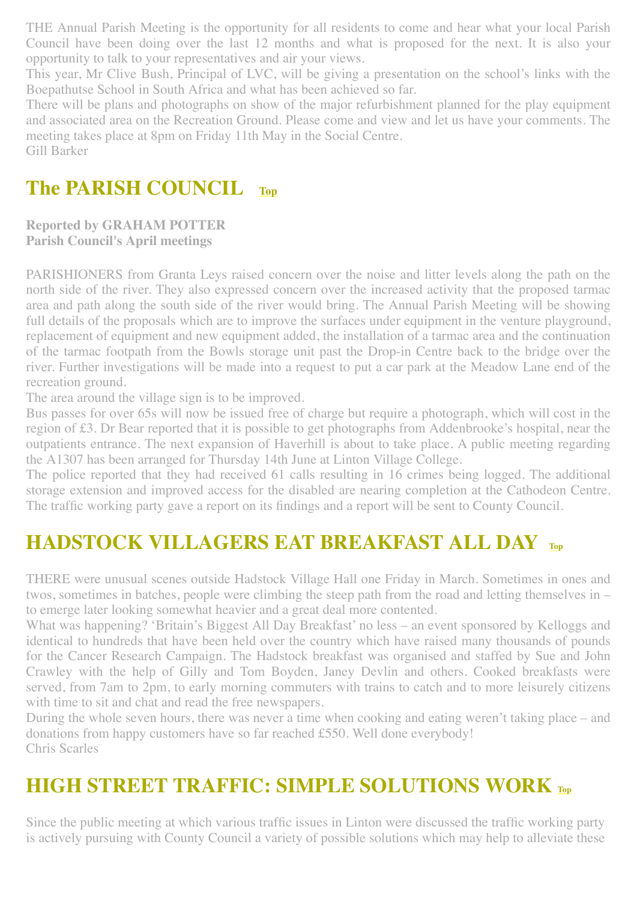THE Annual Parish Meeting is the opportunity for all residents to come and hear what your local Parish Council have been doing over the last 12 months and what is proposed for the next. It is also your opportunity to talk to your representatives and air your views.

This year, Mr Clive Bush, Principal of LVC, will be giving a presentation on the school's links with the Boepathutse School in South Africa and what has been achieved so far.

There will be plans and photographs on show of the major refurbishment planned for the play equipment and associated area on the Recreation Ground. Please come and view and let us have your comments. The meeting takes place at 8pm on Friday 11th May in the Social Centre.

Gill Barker

## The PARISH COUNCIL Top

**Reported by GRAHAM POTTER**
**Parish Council's April meetings**

PARISHIONERS from Granta Leys raised concern over the noise and litter levels along the path on the north side of the river. They also expressed concern over the increased activity that the proposed tarmac area and path along the south side of the river would bring. The Annual Parish Meeting will be showing full details of the proposals which are to improve the surfaces under equipment in the venture playground, replacement of equipment and new equipment added, the installation of a tarmac area and the continuation of the tarmac footpath from the Bowls storage unit past the Drop-in Centre back to the bridge over the river. Further investigations will be made into a request to put a car park at the Meadow Lane end of the recreation ground.

The area around the village sign is to be improved.

Bus passes for over 65s will now be issued free of charge but require a photograph, which will cost in the region of £3. Dr Bear reported that it is possible to get photographs from Addenbrooke's hospital, near the outpatients entrance. The next expansion of Haverhill is about to take place. A public meeting regarding the A1307 has been arranged for Thursday 14th June at Linton Village College.

The police reported that they had received 61 calls resulting in 16 crimes being logged. The additional storage extension and improved access for the disabled are nearing completion at the Cathodeon Centre. The traffic working party gave a report on its findings and a report will be sent to County Council.

## HADSTOCK VILLAGERS EAT BREAKFAST ALL DAY Top

THERE were unusual scenes outside Hadstock Village Hall one Friday in March. Sometimes in ones and twos, sometimes in batches, people were climbing the steep path from the road and letting themselves in – to emerge later looking somewhat heavier and a great deal more contented.

What was happening? 'Britain's Biggest All Day Breakfast' no less – an event sponsored by Kelloggs and identical to hundreds that have been held over the country which have raised many thousands of pounds for the Cancer Research Campaign. The Hadstock breakfast was organised and staffed by Sue and John Crawley with the help of Gilly and Tom Boyden, Janey Devlin and others. Cooked breakfasts were served, from 7am to 2pm, to early morning commuters with trains to catch and to more leisurely citizens with time to sit and chat and read the free newspapers.

During the whole seven hours, there was never a time when cooking and eating weren't taking place – and donations from happy customers have so far reached £550. Well done everybody!

Chris Scarles

## HIGH STREET TRAFFIC: SIMPLE SOLUTIONS WORK Top

Since the public meeting at which various traffic issues in Linton were discussed the traffic working party is actively pursuing with County Council a variety of possible solutions which may help to alleviate these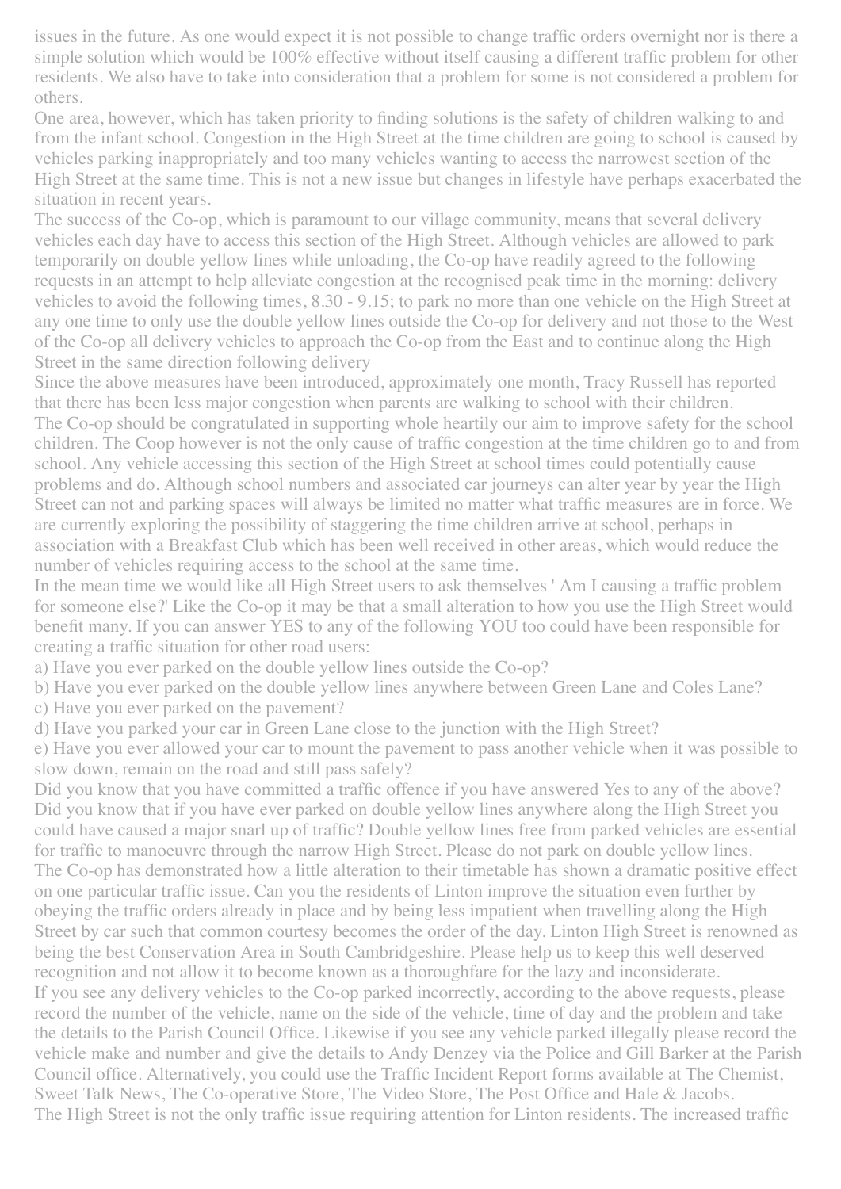issues in the future. As one would expect it is not possible to change traffic orders overnight nor is there a simple solution which would be 100% effective without itself causing a different traffic problem for other residents. We also have to take into consideration that a problem for some is not considered a problem for others.

One area, however, which has taken priority to finding solutions is the safety of children walking to and from the infant school. Congestion in the High Street at the time children are going to school is caused by vehicles parking inappropriately and too many vehicles wanting to access the narrowest section of the High Street at the same time. This is not a new issue but changes in lifestyle have perhaps exacerbated the situation in recent years.

The success of the Co-op, which is paramount to our village community, means that several delivery vehicles each day have to access this section of the High Street. Although vehicles are allowed to park temporarily on double yellow lines while unloading, the Co-op have readily agreed to the following requests in an attempt to help alleviate congestion at the recognised peak time in the morning: delivery vehicles to avoid the following times, 8.30 - 9.15; to park no more than one vehicle on the High Street at any one time to only use the double yellow lines outside the Co-op for delivery and not those to the West of the Co-op all delivery vehicles to approach the Co-op from the East and to continue along the High Street in the same direction following delivery

Since the above measures have been introduced, approximately one month, Tracy Russell has reported that there has been less major congestion when parents are walking to school with their children.

The Co-op should be congratulated in supporting whole heartily our aim to improve safety for the school children. The Coop however is not the only cause of traffic congestion at the time children go to and from school. Any vehicle accessing this section of the High Street at school times could potentially cause problems and do. Although school numbers and associated car journeys can alter year by year the High Street can not and parking spaces will always be limited no matter what traffic measures are in force. We are currently exploring the possibility of staggering the time children arrive at school, perhaps in association with a Breakfast Club which has been well received in other areas, which would reduce the number of vehicles requiring access to the school at the same time.

In the mean time we would like all High Street users to ask themselves ' Am I causing a traffic problem for someone else?' Like the Co-op it may be that a small alteration to how you use the High Street would benefit many. If you can answer YES to any of the following YOU too could have been responsible for creating a traffic situation for other road users:

a) Have you ever parked on the double yellow lines outside the Co-op?
b) Have you ever parked on the double yellow lines anywhere between Green Lane and Coles Lane?
c) Have you ever parked on the pavement?
d) Have you parked your car in Green Lane close to the junction with the High Street?
e) Have you ever allowed your car to mount the pavement to pass another vehicle when it was possible to slow down, remain on the road and still pass safely?

Did you know that you have committed a traffic offence if you have answered Yes to any of the above? Did you know that if you have ever parked on double yellow lines anywhere along the High Street you could have caused a major snarl up of traffic? Double yellow lines free from parked vehicles are essential for traffic to manoeuvre through the narrow High Street. Please do not park on double yellow lines.

The Co-op has demonstrated how a little alteration to their timetable has shown a dramatic positive effect on one particular traffic issue. Can you the residents of Linton improve the situation even further by obeying the traffic orders already in place and by being less impatient when travelling along the High Street by car such that common courtesy becomes the order of the day. Linton High Street is renowned as being the best Conservation Area in South Cambridgeshire. Please help us to keep this well deserved recognition and not allow it to become known as a thoroughfare for the lazy and inconsiderate.

If you see any delivery vehicles to the Co-op parked incorrectly, according to the above requests, please record the number of the vehicle, name on the side of the vehicle, time of day and the problem and take the details to the Parish Council Office. Likewise if you see any vehicle parked illegally please record the vehicle make and number and give the details to Andy Denzey via the Police and Gill Barker at the Parish Council office. Alternatively, you could use the Traffic Incident Report forms available at The Chemist, Sweet Talk News, The Co-operative Store, The Video Store, The Post Office and Hale & Jacobs.

The High Street is not the only traffic issue requiring attention for Linton residents. The increased traffic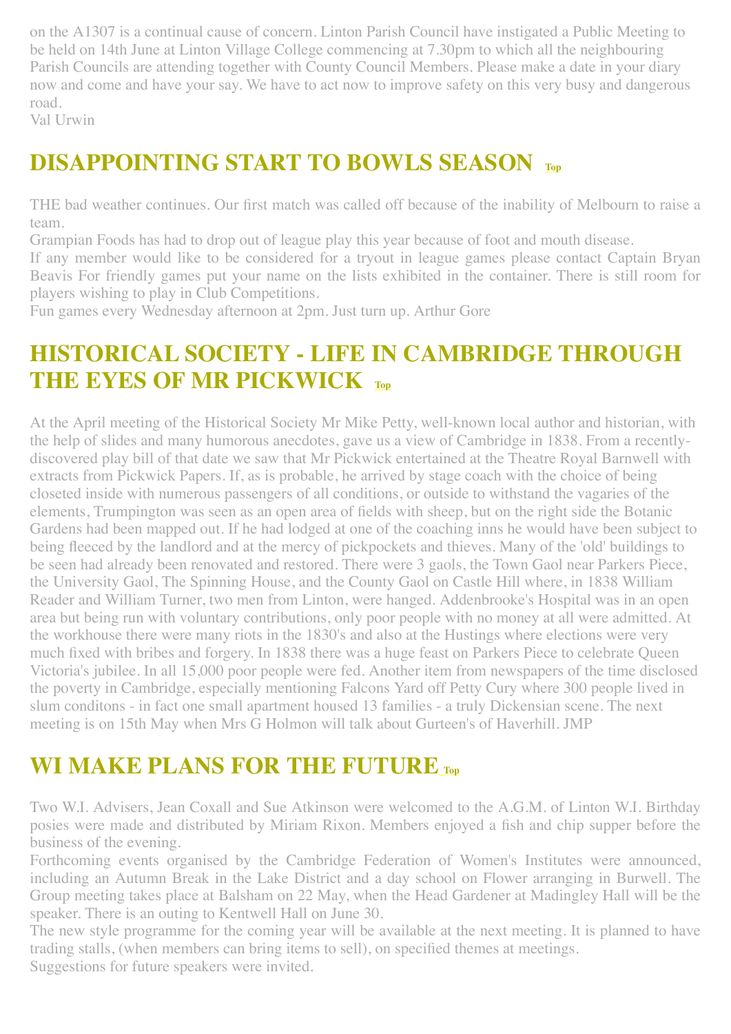on the A1307 is a continual cause of concern. Linton Parish Council have instigated a Public Meeting to be held on 14th June at Linton Village College commencing at 7.30pm to which all the neighbouring Parish Councils are attending together with County Council Members. Please make a date in your diary now and come and have your say. We have to act now to improve safety on this very busy and dangerous road.
Val Urwin

## DISAPPOINTING START TO BOWLS SEASON Top

THE bad weather continues. Our first match was called off because of the inability of Melbourn to raise a team.
Grampian Foods has had to drop out of league play this year because of foot and mouth disease.
If any member would like to be considered for a tryout in league games please contact Captain Bryan Beavis For friendly games put your name on the lists exhibited in the container. There is still room for players wishing to play in Club Competitions.
Fun games every Wednesday afternoon at 2pm. Just turn up. Arthur Gore

## HISTORICAL SOCIETY - LIFE IN CAMBRIDGE THROUGH THE EYES OF MR PICKWICK Top

At the April meeting of the Historical Society Mr Mike Petty, well-known local author and historian, with the help of slides and many humorous anecdotes, gave us a view of Cambridge in 1838. From a recently-discovered play bill of that date we saw that Mr Pickwick entertained at the Theatre Royal Barnwell with extracts from Pickwick Papers. If, as is probable, he arrived by stage coach with the choice of being closeted inside with numerous passengers of all conditions, or outside to withstand the vagaries of the elements, Trumpington was seen as an open area of fields with sheep, but on the right side the Botanic Gardens had been mapped out. If he had lodged at one of the coaching inns he would have been subject to being fleeced by the landlord and at the mercy of pickpockets and thieves. Many of the 'old' buildings to be seen had already been renovated and restored. There were 3 gaols, the Town Gaol near Parkers Piece, the University Gaol, The Spinning House, and the County Gaol on Castle Hill where, in 1838 William Reader and William Turner, two men from Linton, were hanged. Addenbrooke's Hospital was in an open area but being run with voluntary contributions, only poor people with no money at all were admitted. At the workhouse there were many riots in the 1830's and also at the Hustings where elections were very much fixed with bribes and forgery. In 1838 there was a huge feast on Parkers Piece to celebrate Queen Victoria's jubilee. In all 15,000 poor people were fed. Another item from newspapers of the time disclosed the poverty in Cambridge, especially mentioning Falcons Yard off Petty Cury where 300 people lived in slum conditons - in fact one small apartment housed 13 families - a truly Dickensian scene. The next meeting is on 15th May when Mrs G Holmon will talk about Gurteen's of Haverhill. JMP

## WI MAKE PLANS FOR THE FUTURE Top

Two W.I. Advisers, Jean Coxall and Sue Atkinson were welcomed to the A.G.M. of Linton W.I. Birthday posies were made and distributed by Miriam Rixon. Members enjoyed a fish and chip supper before the business of the evening.
Forthcoming events organised by the Cambridge Federation of Women's Institutes were announced, including an Autumn Break in the Lake District and a day school on Flower arranging in Burwell. The Group meeting takes place at Balsham on 22 May, when the Head Gardener at Madingley Hall will be the speaker. There is an outing to Kentwell Hall on June 30.
The new style programme for the coming year will be available at the next meeting. It is planned to have trading stalls, (when members can bring items to sell), on specified themes at meetings.
Suggestions for future speakers were invited.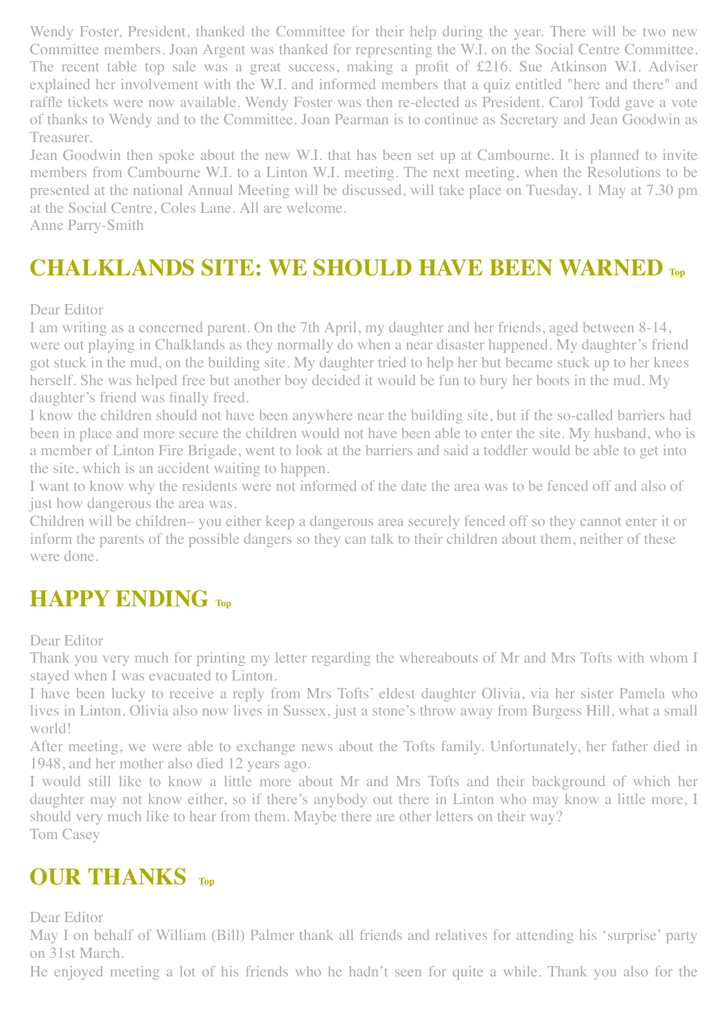Wendy Foster, President, thanked the Committee for their help during the year. There will be two new Committee members. Joan Argent was thanked for representing the W.I. on the Social Centre Committee. The recent table top sale was a great success, making a profit of £216. Sue Atkinson W.I. Adviser explained her involvement with the W.I. and informed members that a quiz entitled "here and there" and raffle tickets were now available. Wendy Foster was then re-elected as President. Carol Todd gave a vote of thanks to Wendy and to the Committee. Joan Pearman is to continue as Secretary and Jean Goodwin as Treasurer.

Jean Goodwin then spoke about the new W.I. that has been set up at Cambourne. It is planned to invite members from Cambourne W.I. to a Linton W.I. meeting. The next meeting, when the Resolutions to be presented at the national Annual Meeting will be discussed, will take place on Tuesday, 1 May at 7.30 pm at the Social Centre, Coles Lane. All are welcome.

Anne Parry-Smith

## CHALKLANDS SITE: WE SHOULD HAVE BEEN WARNED Top

Dear Editor

I am writing as a concerned parent. On the 7th April, my daughter and her friends, aged between 8-14, were out playing in Chalklands as they normally do when a near disaster happened. My daughter's friend got stuck in the mud, on the building site. My daughter tried to help her but became stuck up to her knees herself. She was helped free but another boy decided it would be fun to bury her boots in the mud. My daughter's friend was finally freed.

I know the children should not have been anywhere near the building site, but if the so-called barriers had been in place and more secure the children would not have been able to enter the site. My husband, who is a member of Linton Fire Brigade, went to look at the barriers and said a toddler would be able to get into the site, which is an accident waiting to happen.

I want to know why the residents were not informed of the date the area was to be fenced off and also of just how dangerous the area was.

Children will be children– you either keep a dangerous area securely fenced off so they cannot enter it or inform the parents of the possible dangers so they can talk to their children about them, neither of these were done.

## HAPPY ENDING Top

Dear Editor

Thank you very much for printing my letter regarding the whereabouts of Mr and Mrs Tofts with whom I stayed when I was evacuated to Linton.

I have been lucky to receive a reply from Mrs Tofts' eldest daughter Olivia, via her sister Pamela who lives in Linton. Olivia also now lives in Sussex, just a stone's throw away from Burgess Hill, what a small world!

After meeting, we were able to exchange news about the Tofts family. Unfortunately, her father died in 1948, and her mother also died 12 years ago.

I would still like to know a little more about Mr and Mrs Tofts and their background of which her daughter may not know either, so if there's anybody out there in Linton who may know a little more, I should very much like to hear from them. Maybe there are other letters on their way?

Tom Casey

## OUR THANKS Top

Dear Editor

May I on behalf of William (Bill) Palmer thank all friends and relatives for attending his 'surprise' party on 31st March.

He enjoyed meeting a lot of his friends who he hadn't seen for quite a while. Thank you also for the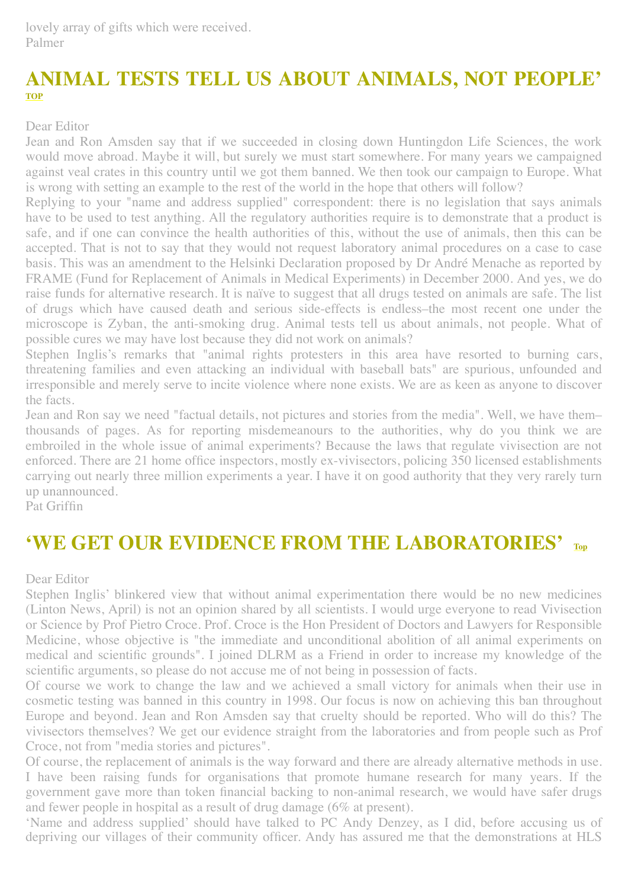lovely array of gifts which were received.
Palmer

## ANIMAL TESTS TELL US ABOUT ANIMALS, NOT PEOPLE'

TOP

Dear Editor

Jean and Ron Amsden say that if we succeeded in closing down Huntingdon Life Sciences, the work would move abroad. Maybe it will, but surely we must start somewhere. For many years we campaigned against veal crates in this country until we got them banned. We then took our campaign to Europe. What is wrong with setting an example to the rest of the world in the hope that others will follow?

Replying to your "name and address supplied" correspondent: there is no legislation that says animals have to be used to test anything. All the regulatory authorities require is to demonstrate that a product is safe, and if one can convince the health authorities of this, without the use of animals, then this can be accepted. That is not to say that they would not request laboratory animal procedures on a case to case basis. This was an amendment to the Helsinki Declaration proposed by Dr André Menache as reported by FRAME (Fund for Replacement of Animals in Medical Experiments) in December 2000. And yes, we do raise funds for alternative research. It is naïve to suggest that all drugs tested on animals are safe. The list of drugs which have caused death and serious side-effects is endless–the most recent one under the microscope is Zyban, the anti-smoking drug. Animal tests tell us about animals, not people. What of possible cures we may have lost because they did not work on animals?

Stephen Inglis's remarks that "animal rights protesters in this area have resorted to burning cars, threatening families and even attacking an individual with baseball bats" are spurious, unfounded and irresponsible and merely serve to incite violence where none exists. We are as keen as anyone to discover the facts.

Jean and Ron say we need "factual details, not pictures and stories from the media". Well, we have them–thousands of pages. As for reporting misdemeanours to the authorities, why do you think we are embroiled in the whole issue of animal experiments? Because the laws that regulate vivisection are not enforced. There are 21 home office inspectors, mostly ex-vivisectors, policing 350 licensed establishments carrying out nearly three million experiments a year. I have it on good authority that they very rarely turn up unannounced.

Pat Griffin

## 'WE GET OUR EVIDENCE FROM THE LABORATORIES'

Top

Dear Editor

Stephen Inglis' blinkered view that without animal experimentation there would be no new medicines (Linton News, April) is not an opinion shared by all scientists. I would urge everyone to read Vivisection or Science by Prof Pietro Croce. Prof. Croce is the Hon President of Doctors and Lawyers for Responsible Medicine, whose objective is "the immediate and unconditional abolition of all animal experiments on medical and scientific grounds". I joined DLRM as a Friend in order to increase my knowledge of the scientific arguments, so please do not accuse me of not being in possession of facts.

Of course we work to change the law and we achieved a small victory for animals when their use in cosmetic testing was banned in this country in 1998. Our focus is now on achieving this ban throughout Europe and beyond. Jean and Ron Amsden say that cruelty should be reported. Who will do this? The vivisectors themselves? We get our evidence straight from the laboratories and from people such as Prof Croce, not from "media stories and pictures".

Of course, the replacement of animals is the way forward and there are already alternative methods in use. I have been raising funds for organisations that promote humane research for many years. If the government gave more than token financial backing to non-animal research, we would have safer drugs and fewer people in hospital as a result of drug damage (6% at present).

'Name and address supplied' should have talked to PC Andy Denzey, as I did, before accusing us of depriving our villages of their community officer. Andy has assured me that the demonstrations at HLS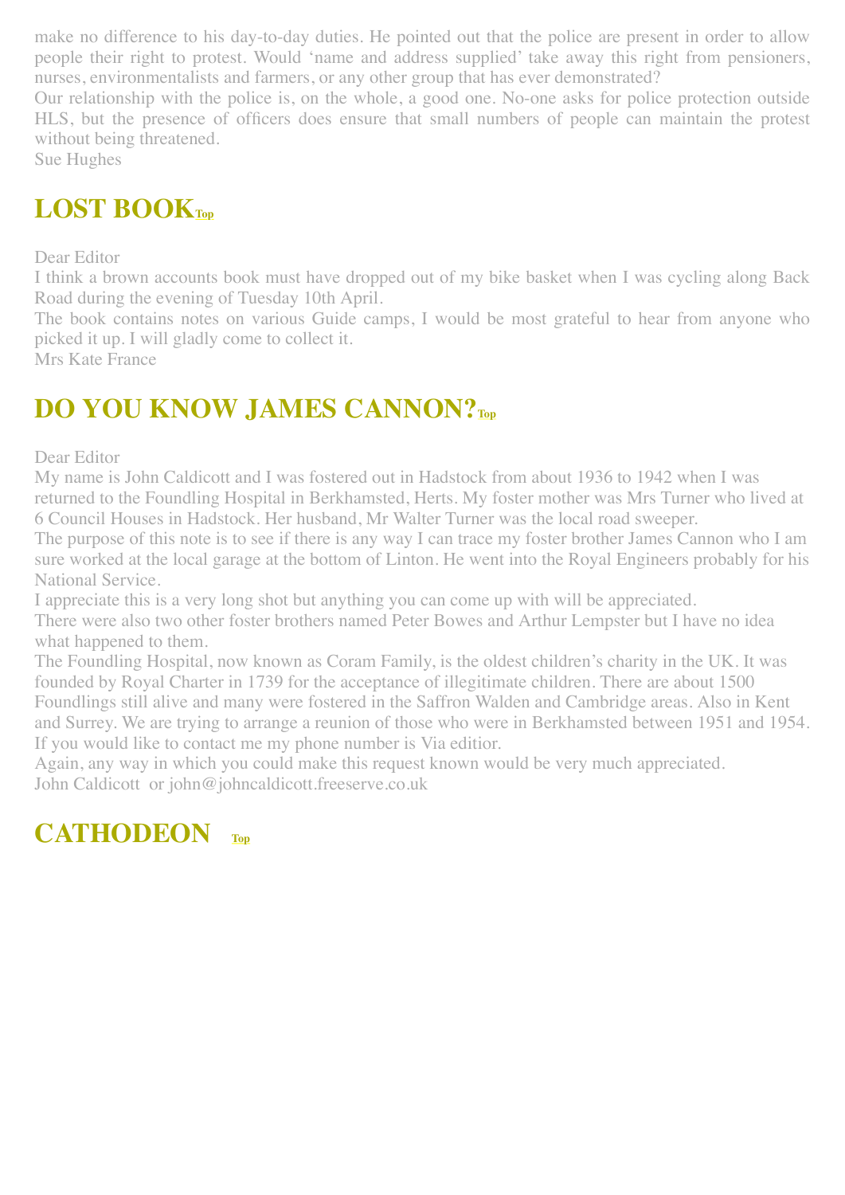make no difference to his day-to-day duties. He pointed out that the police are present in order to allow people their right to protest. Would 'name and address supplied' take away this right from pensioners, nurses, environmentalists and farmers, or any other group that has ever demonstrated?

Our relationship with the police is, on the whole, a good one. No-one asks for police protection outside HLS, but the presence of officers does ensure that small numbers of people can maintain the protest without being threatened.

Sue Hughes

## LOST BOOK Top

Dear Editor

I think a brown accounts book must have dropped out of my bike basket when I was cycling along Back Road during the evening of Tuesday 10th April.

The book contains notes on various Guide camps, I would be most grateful to hear from anyone who picked it up. I will gladly come to collect it.

Mrs Kate France

## DO YOU KNOW JAMES CANNON? Top

Dear Editor

My name is John Caldicott and I was fostered out in Hadstock from about 1936 to 1942 when I was returned to the Foundling Hospital in Berkhamsted, Herts. My foster mother was Mrs Turner who lived at 6 Council Houses in Hadstock. Her husband, Mr Walter Turner was the local road sweeper.

The purpose of this note is to see if there is any way I can trace my foster brother James Cannon who I am sure worked at the local garage at the bottom of Linton. He went into the Royal Engineers probably for his National Service.

I appreciate this is a very long shot but anything you can come up with will be appreciated.

There were also two other foster brothers named Peter Bowes and Arthur Lempster but I have no idea what happened to them.

The Foundling Hospital, now known as Coram Family, is the oldest children's charity in the UK. It was founded by Royal Charter in 1739 for the acceptance of illegitimate children. There are about 1500 Foundlings still alive and many were fostered in the Saffron Walden and Cambridge areas. Also in Kent and Surrey. We are trying to arrange a reunion of those who were in Berkhamsted between 1951 and 1954. If you would like to contact me my phone number is Via editior.

Again, any way in which you could make this request known would be very much appreciated.

John Caldicott or john@johncaldicott.freeserve.co.uk

## CATHODEON Top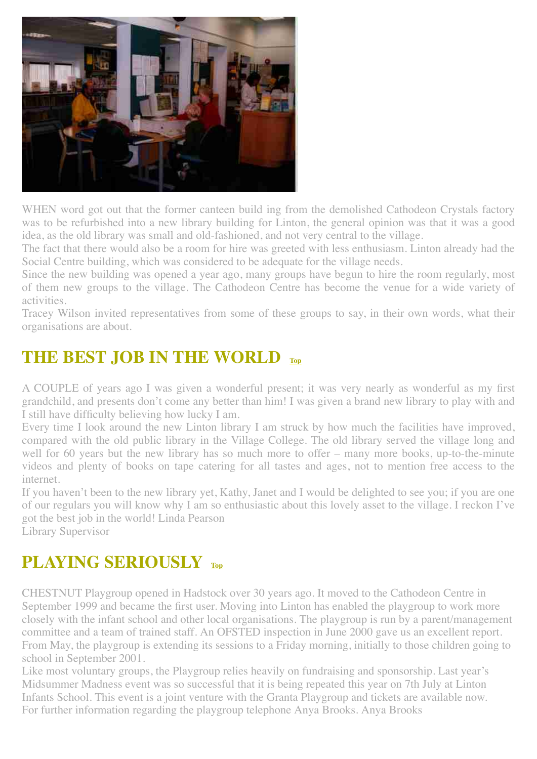WHEN word got out that the former canteen build ing from the demolished Cathodeon Crystals factory was to be refurbished into a new library building for Linton, the general opinion was that it was a good idea, as the old library was small and old-fashioned, and not very central to the village.

The fact that there would also be a room for hire was greeted with less enthusiasm. Linton already had the Social Centre building, which was considered to be adequate for the village needs.

Since the new building was opened a year ago, many groups have begun to hire the room regularly, most of them new groups to the village. The Cathodeon Centre has become the venue for a wide variety of activities.

Tracey Wilson invited representatives from some of these groups to say, in their own words, what their organisations are about.

## THE BEST JOB IN THE WORLD Top

A COUPLE of years ago I was given a wonderful present; it was very nearly as wonderful as my first grandchild, and presents don't come any better than him! I was given a brand new library to play with and I still have difficulty believing how lucky I am.

Every time I look around the new Linton library I am struck by how much the facilities have improved, compared with the old public library in the Village College. The old library served the village long and well for 60 years but the new library has so much more to offer – many more books, up-to-the-minute videos and plenty of books on tape catering for all tastes and ages, not to mention free access to the internet.

If you haven't been to the new library yet, Kathy, Janet and I would be delighted to see you; if you are one of our regulars you will know why I am so enthusiastic about this lovely asset to the village. I reckon I've got the best job in the world! Linda Pearson
Library Supervisor

## PLAYING SERIOUSLY Top

CHESTNUT Playgroup opened in Hadstock over 30 years ago. It moved to the Cathodeon Centre in September 1999 and became the first user. Moving into Linton has enabled the playgroup to work more closely with the infant school and other local organisations. The playgroup is run by a parent/management committee and a team of trained staff. An OFSTED inspection in June 2000 gave us an excellent report. From May, the playgroup is extending its sessions to a Friday morning, initially to those children going to school in September 2001.

Like most voluntary groups, the Playgroup relies heavily on fundraising and sponsorship. Last year's Midsummer Madness event was so successful that it is being repeated this year on 7th July at Linton Infants School. This event is a joint venture with the Granta Playgroup and tickets are available now. For further information regarding the playgroup telephone Anya Brooks. Anya Brooks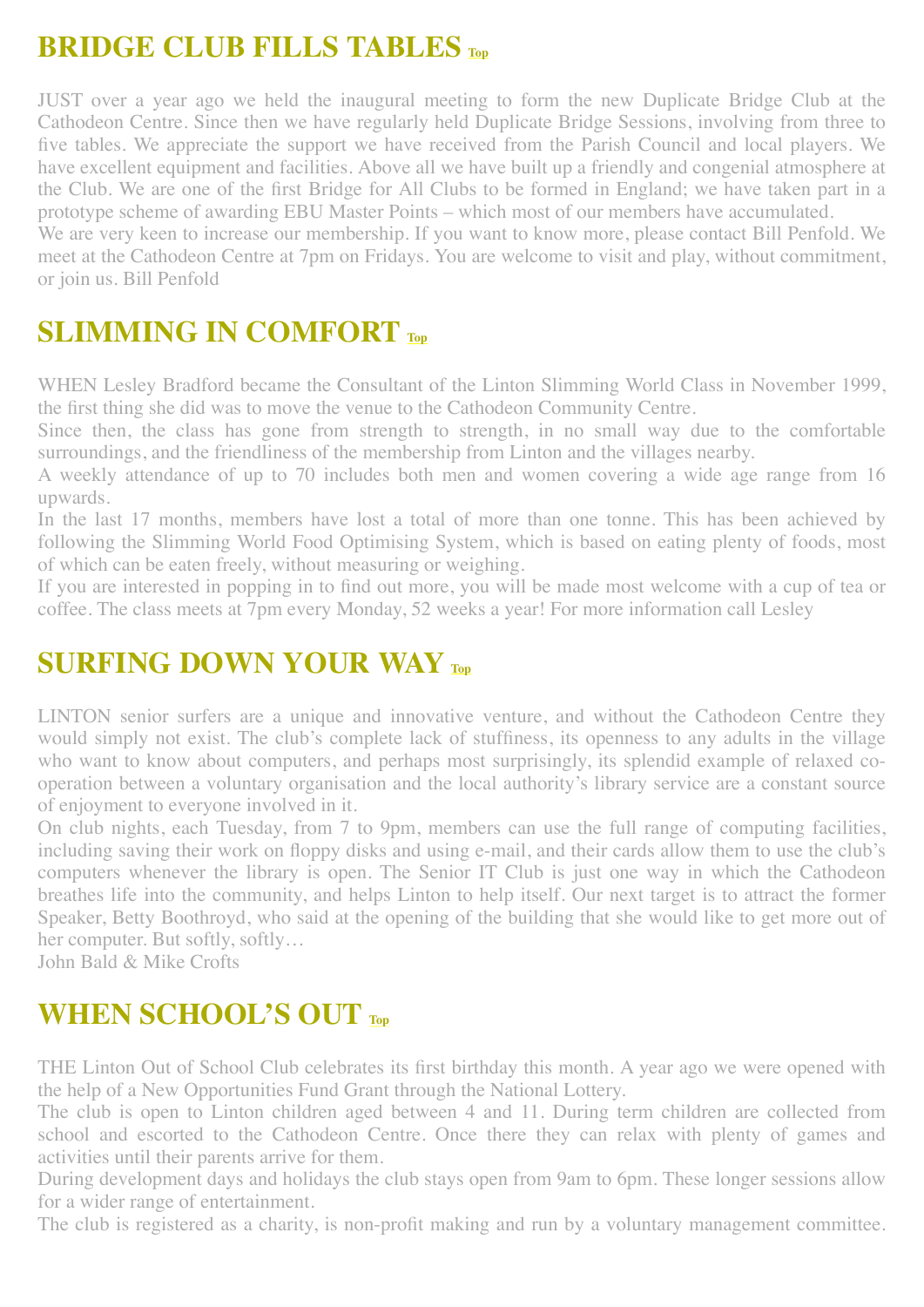## BRIDGE CLUB FILLS TABLES Top

JUST over a year ago we held the inaugural meeting to form the new Duplicate Bridge Club at the Cathodeon Centre. Since then we have regularly held Duplicate Bridge Sessions, involving from three to five tables. We appreciate the support we have received from the Parish Council and local players. We have excellent equipment and facilities. Above all we have built up a friendly and congenial atmosphere at the Club. We are one of the first Bridge for All Clubs to be formed in England; we have taken part in a prototype scheme of awarding EBU Master Points – which most of our members have accumulated.

We are very keen to increase our membership. If you want to know more, please contact Bill Penfold. We meet at the Cathodeon Centre at 7pm on Fridays. You are welcome to visit and play, without commitment, or join us. Bill Penfold

## SLIMMING IN COMFORT Top

WHEN Lesley Bradford became the Consultant of the Linton Slimming World Class in November 1999, the first thing she did was to move the venue to the Cathodeon Community Centre.

Since then, the class has gone from strength to strength, in no small way due to the comfortable surroundings, and the friendliness of the membership from Linton and the villages nearby.

A weekly attendance of up to 70 includes both men and women covering a wide age range from 16 upwards.

In the last 17 months, members have lost a total of more than one tonne. This has been achieved by following the Slimming World Food Optimising System, which is based on eating plenty of foods, most of which can be eaten freely, without measuring or weighing.

If you are interested in popping in to find out more, you will be made most welcome with a cup of tea or coffee. The class meets at 7pm every Monday, 52 weeks a year! For more information call Lesley

## SURFING DOWN YOUR WAY Top

LINTON senior surfers are a unique and innovative venture, and without the Cathodeon Centre they would simply not exist. The club's complete lack of stuffiness, its openness to any adults in the village who want to know about computers, and perhaps most surprisingly, its splendid example of relaxed co-operation between a voluntary organisation and the local authority's library service are a constant source of enjoyment to everyone involved in it.

On club nights, each Tuesday, from 7 to 9pm, members can use the full range of computing facilities, including saving their work on floppy disks and using e-mail, and their cards allow them to use the club's computers whenever the library is open. The Senior IT Club is just one way in which the Cathodeon breathes life into the community, and helps Linton to help itself. Our next target is to attract the former Speaker, Betty Boothroyd, who said at the opening of the building that she would like to get more out of her computer. But softly, softly…

John Bald & Mike Crofts

## WHEN SCHOOL'S OUT Top

THE Linton Out of School Club celebrates its first birthday this month. A year ago we were opened with the help of a New Opportunities Fund Grant through the National Lottery.

The club is open to Linton children aged between 4 and 11. During term children are collected from school and escorted to the Cathodeon Centre. Once there they can relax with plenty of games and activities until their parents arrive for them.

During development days and holidays the club stays open from 9am to 6pm. These longer sessions allow for a wider range of entertainment.

The club is registered as a charity, is non-profit making and run by a voluntary management committee.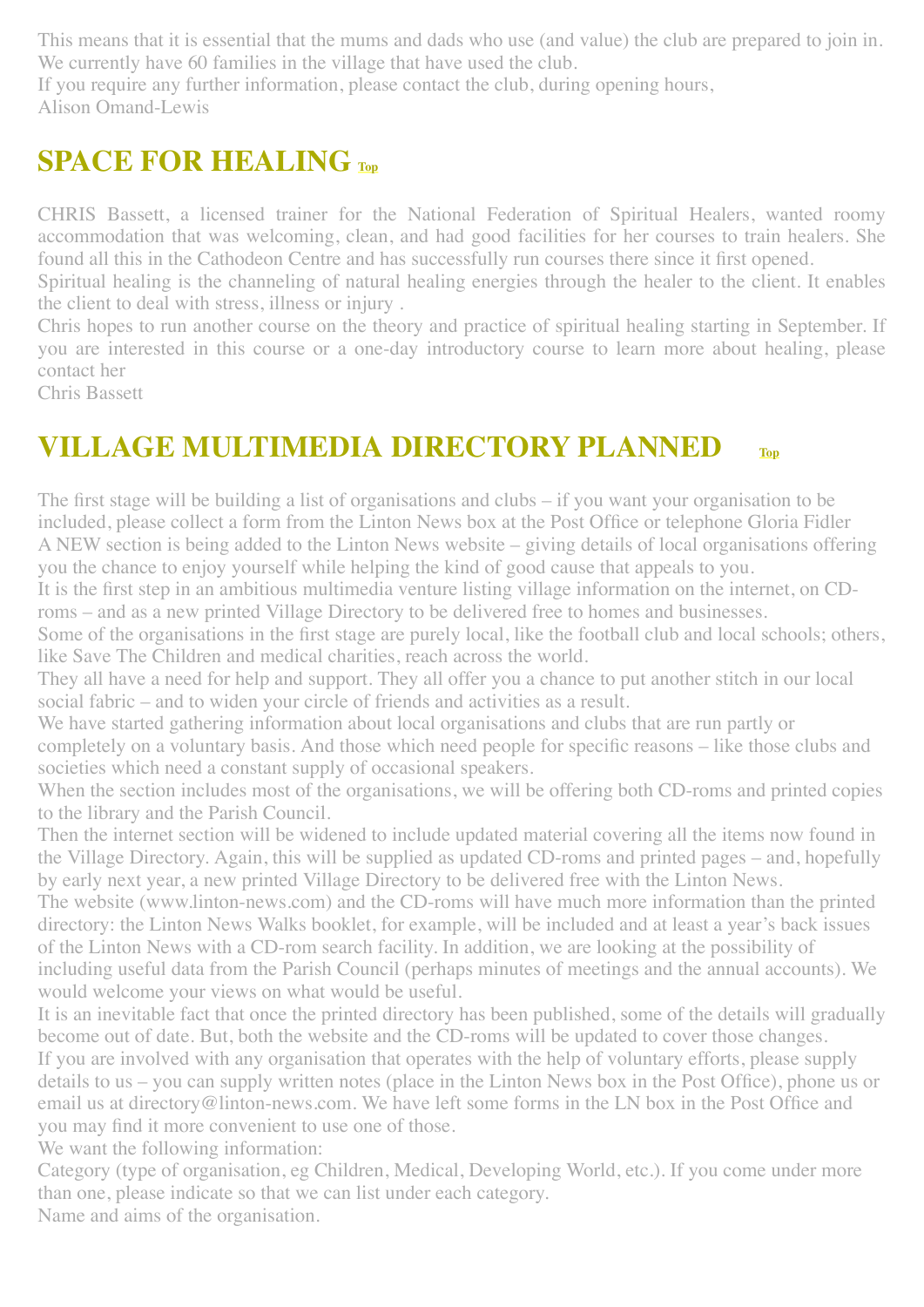This means that it is essential that the mums and dads who use (and value) the club are prepared to join in. We currently have 60 families in the village that have used the club.

If you require any further information, please contact the club, during opening hours,

Alison Omand-Lewis

## SPACE FOR HEALING Top

CHRIS Bassett, a licensed trainer for the National Federation of Spiritual Healers, wanted roomy accommodation that was welcoming, clean, and had good facilities for her courses to train healers. She found all this in the Cathodeon Centre and has successfully run courses there since it first opened.

Spiritual healing is the channeling of natural healing energies through the healer to the client. It enables the client to deal with stress, illness or injury .

Chris hopes to run another course on the theory and practice of spiritual healing starting in September. If you are interested in this course or a one-day introductory course to learn more about healing, please contact her

Chris Bassett

## VILLAGE MULTIMEDIA DIRECTORY PLANNED Top

The first stage will be building a list of organisations and clubs – if you want your organisation to be included, please collect a form from the Linton News box at the Post Office or telephone Gloria Fidler

A NEW section is being added to the Linton News website – giving details of local organisations offering you the chance to enjoy yourself while helping the kind of good cause that appeals to you.

It is the first step in an ambitious multimedia venture listing village information on the internet, on CD-roms – and as a new printed Village Directory to be delivered free to homes and businesses.

Some of the organisations in the first stage are purely local, like the football club and local schools; others, like Save The Children and medical charities, reach across the world.

They all have a need for help and support. They all offer you a chance to put another stitch in our local social fabric – and to widen your circle of friends and activities as a result.

We have started gathering information about local organisations and clubs that are run partly or completely on a voluntary basis. And those which need people for specific reasons – like those clubs and societies which need a constant supply of occasional speakers.

When the section includes most of the organisations, we will be offering both CD-roms and printed copies to the library and the Parish Council.

Then the internet section will be widened to include updated material covering all the items now found in the Village Directory. Again, this will be supplied as updated CD-roms and printed pages – and, hopefully by early next year, a new printed Village Directory to be delivered free with the Linton News.

The website (www.linton-news.com) and the CD-roms will have much more information than the printed directory: the Linton News Walks booklet, for example, will be included and at least a year's back issues of the Linton News with a CD-rom search facility. In addition, we are looking at the possibility of including useful data from the Parish Council (perhaps minutes of meetings and the annual accounts). We would welcome your views on what would be useful.

It is an inevitable fact that once the printed directory has been published, some of the details will gradually become out of date. But, both the website and the CD-roms will be updated to cover those changes.

If you are involved with any organisation that operates with the help of voluntary efforts, please supply details to us – you can supply written notes (place in the Linton News box in the Post Office), phone us or email us at directory@linton-news.com. We have left some forms in the LN box in the Post Office and you may find it more convenient to use one of those.

We want the following information:

Category (type of organisation, eg Children, Medical, Developing World, etc.). If you come under more than one, please indicate so that we can list under each category.

Name and aims of the organisation.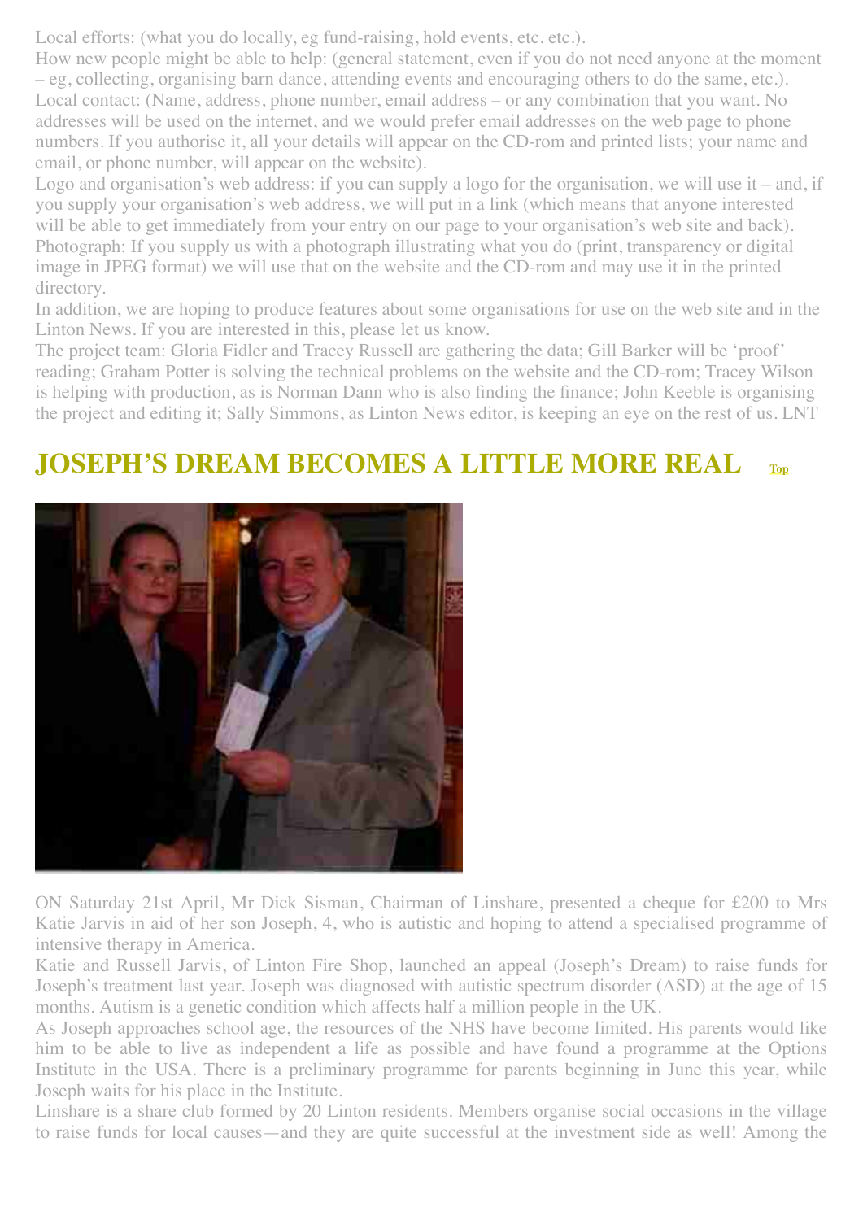Local efforts: (what you do locally, eg fund-raising, hold events, etc. etc.).

How new people might be able to help: (general statement, even if you do not need anyone at the moment – eg, collecting, organising barn dance, attending events and encouraging others to do the same, etc.).

Local contact: (Name, address, phone number, email address – or any combination that you want. No addresses will be used on the internet, and we would prefer email addresses on the web page to phone numbers. If you authorise it, all your details will appear on the CD-rom and printed lists; your name and email, or phone number, will appear on the website).

Logo and organisation's web address: if you can supply a logo for the organisation, we will use it – and, if you supply your organisation's web address, we will put in a link (which means that anyone interested will be able to get immediately from your entry on our page to your organisation's web site and back).

Photograph: If you supply us with a photograph illustrating what you do (print, transparency or digital image in JPEG format) we will use that on the website and the CD-rom and may use it in the printed directory.

In addition, we are hoping to produce features about some organisations for use on the web site and in the Linton News. If you are interested in this, please let us know.

The project team: Gloria Fidler and Tracey Russell are gathering the data; Gill Barker will be 'proof' reading; Graham Potter is solving the technical problems on the website and the CD-rom; Tracey Wilson is helping with production, as is Norman Dann who is also finding the finance; John Keeble is organising the project and editing it; Sally Simmons, as Linton News editor, is keeping an eye on the rest of us. LNT

## JOSEPH'S DREAM BECOMES A LITTLE MORE REAL

ON Saturday 21st April, Mr Dick Sisman, Chairman of Linshare, presented a cheque for £200 to Mrs Katie Jarvis in aid of her son Joseph, 4, who is autistic and hoping to attend a specialised programme of intensive therapy in America.

Katie and Russell Jarvis, of Linton Fire Shop, launched an appeal (Joseph's Dream) to raise funds for Joseph's treatment last year. Joseph was diagnosed with autistic spectrum disorder (ASD) at the age of 15 months. Autism is a genetic condition which affects half a million people in the UK.

As Joseph approaches school age, the resources of the NHS have become limited. His parents would like him to be able to live as independent a life as possible and have found a programme at the Options Institute in the USA. There is a preliminary programme for parents beginning in June this year, while Joseph waits for his place in the Institute.

Linshare is a share club formed by 20 Linton residents. Members organise social occasions in the village to raise funds for local causes—and they are quite successful at the investment side as well! Among the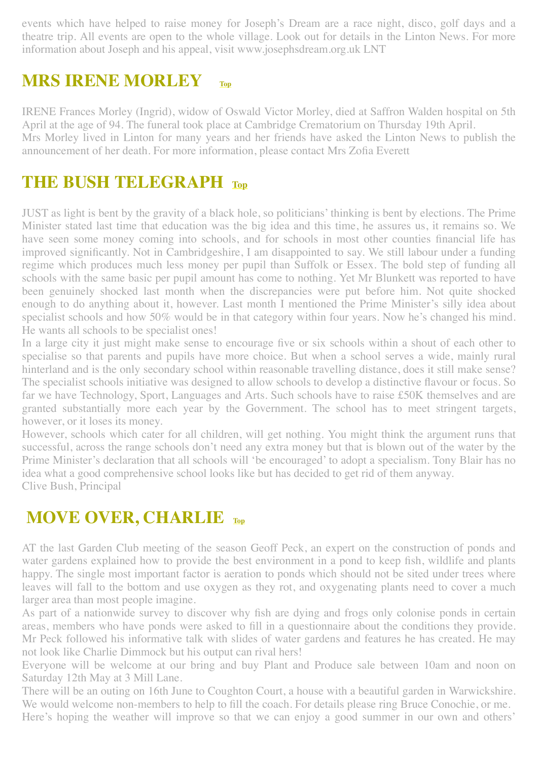events which have helped to raise money for Joseph's Dream are a race night, disco, golf days and a theatre trip. All events are open to the whole village. Look out for details in the Linton News. For more information about Joseph and his appeal, visit www.josephsdream.org.uk LNT

## MRS IRENE MORLEY Top

IRENE Frances Morley (Ingrid), widow of Oswald Victor Morley, died at Saffron Walden hospital on 5th April at the age of 94. The funeral took place at Cambridge Crematorium on Thursday 19th April.
Mrs Morley lived in Linton for many years and her friends have asked the Linton News to publish the announcement of her death. For more information, please contact Mrs Zofia Everett

## THE BUSH TELEGRAPH Top

JUST as light is bent by the gravity of a black hole, so politicians' thinking is bent by elections. The Prime Minister stated last time that education was the big idea and this time, he assures us, it remains so. We have seen some money coming into schools, and for schools in most other counties financial life has improved significantly. Not in Cambridgeshire, I am disappointed to say. We still labour under a funding regime which produces much less money per pupil than Suffolk or Essex. The bold step of funding all schools with the same basic per pupil amount has come to nothing. Yet Mr Blunkett was reported to have been genuinely shocked last month when the discrepancies were put before him. Not quite shocked enough to do anything about it, however. Last month I mentioned the Prime Minister's silly idea about specialist schools and how 50% would be in that category within four years. Now he's changed his mind. He wants all schools to be specialist ones!
In a large city it just might make sense to encourage five or six schools within a shout of each other to specialise so that parents and pupils have more choice. But when a school serves a wide, mainly rural hinterland and is the only secondary school within reasonable travelling distance, does it still make sense? The specialist schools initiative was designed to allow schools to develop a distinctive flavour or focus. So far we have Technology, Sport, Languages and Arts. Such schools have to raise £50K themselves and are granted substantially more each year by the Government. The school has to meet stringent targets, however, or it loses its money.
However, schools which cater for all children, will get nothing. You might think the argument runs that successful, across the range schools don't need any extra money but that is blown out of the water by the Prime Minister's declaration that all schools will 'be encouraged' to adopt a specialism. Tony Blair has no idea what a good comprehensive school looks like but has decided to get rid of them anyway.
Clive Bush, Principal

## MOVE OVER, CHARLIE Top

AT the last Garden Club meeting of the season Geoff Peck, an expert on the construction of ponds and water gardens explained how to provide the best environment in a pond to keep fish, wildlife and plants happy. The single most important factor is aeration to ponds which should not be sited under trees where leaves will fall to the bottom and use oxygen as they rot, and oxygenating plants need to cover a much larger area than most people imagine.
As part of a nationwide survey to discover why fish are dying and frogs only colonise ponds in certain areas, members who have ponds were asked to fill in a questionnaire about the conditions they provide. Mr Peck followed his informative talk with slides of water gardens and features he has created. He may not look like Charlie Dimmock but his output can rival hers!
Everyone will be welcome at our bring and buy Plant and Produce sale between 10am and noon on Saturday 12th May at 3 Mill Lane.
There will be an outing on 16th June to Coughton Court, a house with a beautiful garden in Warwickshire. We would welcome non-members to help to fill the coach. For details please ring Bruce Conochie, or me.
Here's hoping the weather will improve so that we can enjoy a good summer in our own and others'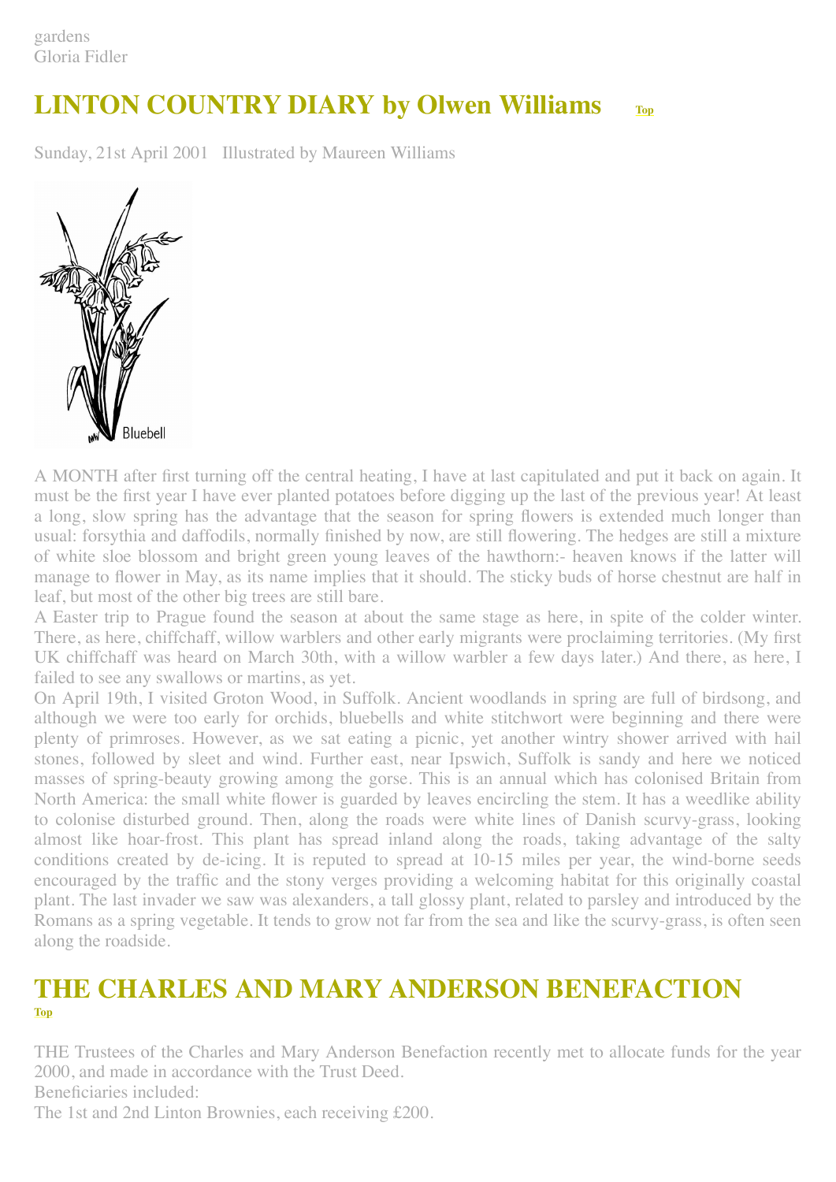gardens
Gloria Fidler

## LINTON COUNTRY DIARY by Olwen Williams Top

Sunday, 21st April 2001 Illustrated by Maureen Williams

Bluebell

A MONTH after first turning off the central heating, I have at last capitulated and put it back on again. It must be the first year I have ever planted potatoes before digging up the last of the previous year! At least a long, slow spring has the advantage that the season for spring flowers is extended much longer than usual: forsythia and daffodils, normally finished by now, are still flowering. The hedges are still a mixture of white sloe blossom and bright green young leaves of the hawthorn:- heaven knows if the latter will manage to flower in May, as its name implies that it should. The sticky buds of horse chestnut are half in leaf, but most of the other big trees are still bare.

A Easter trip to Prague found the season at about the same stage as here, in spite of the colder winter. There, as here, chiffchaff, willow warblers and other early migrants were proclaiming territories. (My first UK chiffchaff was heard on March 30th, with a willow warbler a few days later.) And there, as here, I failed to see any swallows or martins, as yet.

On April 19th, I visited Groton Wood, in Suffolk. Ancient woodlands in spring are full of birdsong, and although we were too early for orchids, bluebells and white stitchwort were beginning and there were plenty of primroses. However, as we sat eating a picnic, yet another wintry shower arrived with hail stones, followed by sleet and wind. Further east, near Ipswich, Suffolk is sandy and here we noticed masses of spring-beauty growing among the gorse. This is an annual which has colonised Britain from North America: the small white flower is guarded by leaves encircling the stem. It has a weedlike ability to colonise disturbed ground. Then, along the roads were white lines of Danish scurvy-grass, looking almost like hoar-frost. This plant has spread inland along the roads, taking advantage of the salty conditions created by de-icing. It is reputed to spread at 10-15 miles per year, the wind-borne seeds encouraged by the traffic and the stony verges providing a welcoming habitat for this originally coastal plant. The last invader we saw was alexanders, a tall glossy plant, related to parsley and introduced by the Romans as a spring vegetable. It tends to grow not far from the sea and like the scurvy-grass, is often seen along the roadside.

## THE CHARLES AND MARY ANDERSON BENEFACTION

Top

THE Trustees of the Charles and Mary Anderson Benefaction recently met to allocate funds for the year 2000, and made in accordance with the Trust Deed.
Beneficiaries included:
The 1st and 2nd Linton Brownies, each receiving £200.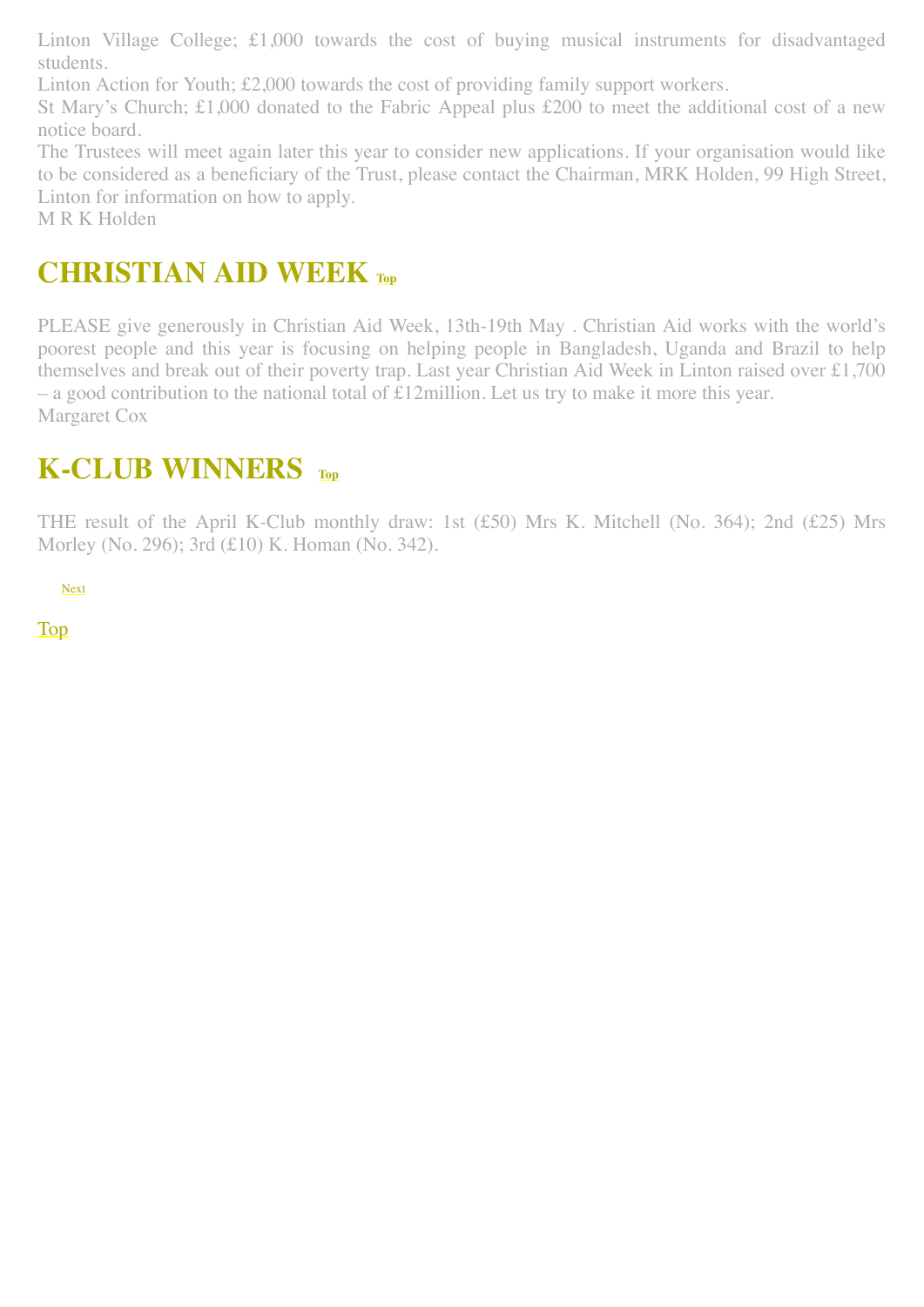Linton Village College; £1,000 towards the cost of buying musical instruments for disadvantaged students.
Linton Action for Youth; £2,000 towards the cost of providing family support workers.
St Mary's Church; £1,000 donated to the Fabric Appeal plus £200 to meet the additional cost of a new notice board.
The Trustees will meet again later this year to consider new applications. If your organisation would like to be considered as a beneficiary of the Trust, please contact the Chairman, MRK Holden, 99 High Street, Linton for information on how to apply.
M R K Holden

## CHRISTIAN AID WEEK Top

PLEASE give generously in Christian Aid Week, 13th-19th May . Christian Aid works with the world's poorest people and this year is focusing on helping people in Bangladesh, Uganda and Brazil to help themselves and break out of their poverty trap. Last year Christian Aid Week in Linton raised over £1,700 – a good contribution to the national total of £12million. Let us try to make it more this year.
Margaret Cox

## K-CLUB WINNERS Top

THE result of the April K-Club monthly draw: 1st (£50) Mrs K. Mitchell (No. 364); 2nd (£25) Mrs Morley (No. 296); 3rd (£10) K. Homan (No. 342).

Next

Top